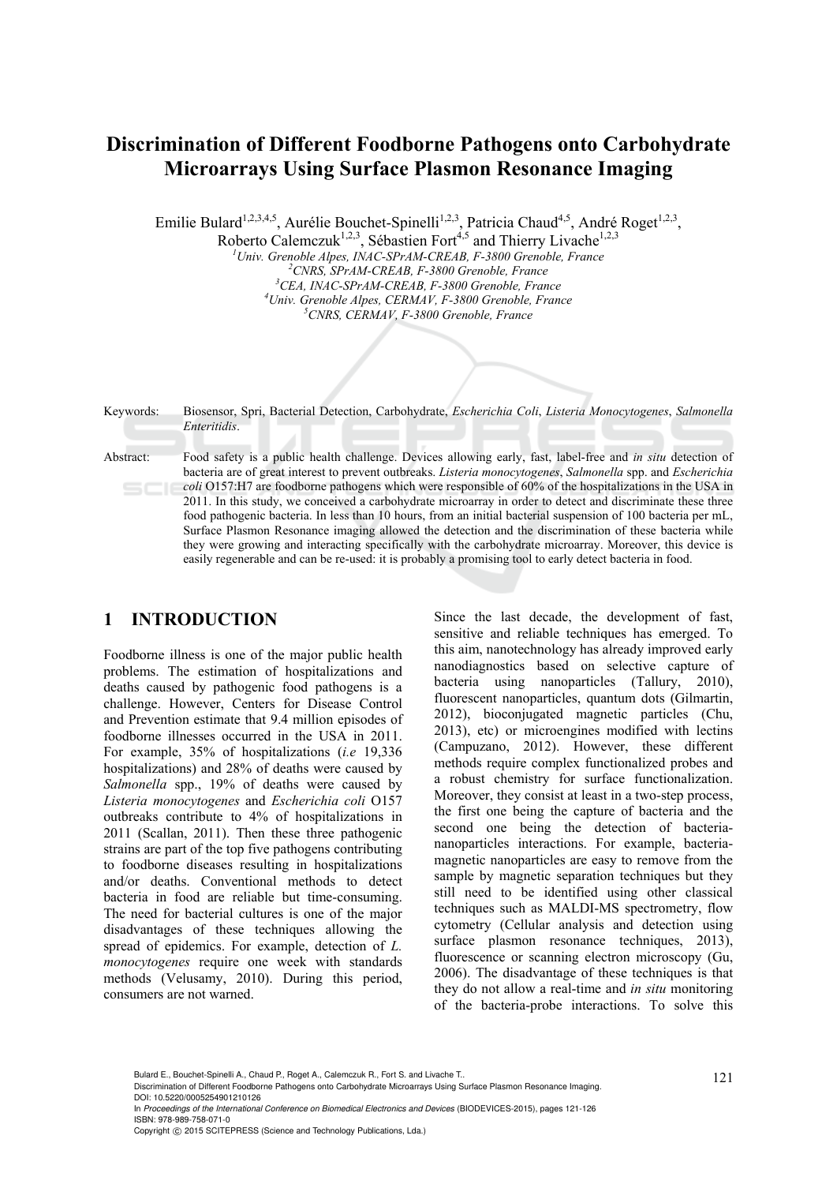# Discrimination of Different Foodborne Pathogens onto Carbohydrate Microarrays Using Surface Plasmon Resonance Imaging

Emilie Bulard[1,2,3,4,5], Aurélie Bouchet-Spinelli[1,2,3], Patricia Chaud[4,5], André Roget[1,2,3], Roberto Calemczuk[1,2,3], Sébastien Fort[4,5] and Thierry Livache[1,2,3]

[1]*Univ. Grenoble Alpes, INAC-SPrAM-CREAB, F-3800 Grenoble, France*
[2]*CNRS, SPrAM-CREAB, F-3800 Grenoble, France*
[3]*CEA, INAC-SPrAM-CREAB, F-3800 Grenoble, France*
[4]*Univ. Grenoble Alpes, CERMAV, F-3800 Grenoble, France*
[5]*CNRS, CERMAV, F-3800 Grenoble, France*

Keywords: Biosensor, Spri, Bacterial Detection, Carbohydrate, *Escherichia Coli*, *Listeria Monocytogenes*, *Salmonella Enteritidis*.

Abstract: Food safety is a public health challenge. Devices allowing early, fast, label-free and *in situ* detection of bacteria are of great interest to prevent outbreaks. *Listeria monocytogenes*, *Salmonella* spp. and *Escherichia coli* O157:H7 are foodborne pathogens which were responsible of 60% of the hospitalizations in the USA in 2011. In this study, we conceived a carbohydrate microarray in order to detect and discriminate these three food pathogenic bacteria. In less than 10 hours, from an initial bacterial suspension of 100 bacteria per mL, Surface Plasmon Resonance imaging allowed the detection and the discrimination of these bacteria while they were growing and interacting specifically with the carbohydrate microarray. Moreover, this device is easily regenerable and can be re-used: it is probably a promising tool to early detect bacteria in food.

## 1 INTRODUCTION

Foodborne illness is one of the major public health problems. The estimation of hospitalizations and deaths caused by pathogenic food pathogens is a challenge. However, Centers for Disease Control and Prevention estimate that 9.4 million episodes of foodborne illnesses occurred in the USA in 2011. For example, 35% of hospitalizations (*i.e* 19,336 hospitalizations) and 28% of deaths were caused by *Salmonella* spp., 19% of deaths were caused by *Listeria monocytogenes* and *Escherichia coli* O157 outbreaks contribute to 4% of hospitalizations in 2011 (Scallan, 2011). Then these three pathogenic strains are part of the top five pathogens contributing to foodborne diseases resulting in hospitalizations and/or deaths. Conventional methods to detect bacteria in food are reliable but time-consuming. The need for bacterial cultures is one of the major disadvantages of these techniques allowing the spread of epidemics. For example, detection of *L. monocytogenes* require one week with standards methods (Velusamy, 2010). During this period, consumers are not warned.

Since the last decade, the development of fast, sensitive and reliable techniques has emerged. To this aim, nanotechnology has already improved early nanodiagnostics based on selective capture of bacteria using nanoparticles (Tallury, 2010), fluorescent nanoparticles, quantum dots (Gilmartin, 2012), bioconjugated magnetic particles (Chu, 2013), etc) or microengines modified with lectins (Campuzano, 2012). However, these different methods require complex functionalized probes and a robust chemistry for surface functionalization. Moreover, they consist at least in a two-step process, the first one being the capture of bacteria and the second one being the detection of bacteria-nanoparticles interactions. For example, bacteria-magnetic nanoparticles are easy to remove from the sample by magnetic separation techniques but they still need to be identified using other classical techniques such as MALDI-MS spectrometry, flow cytometry (Cellular analysis and detection using surface plasmon resonance techniques, 2013), fluorescence or scanning electron microscopy (Gu, 2006). The disadvantage of these techniques is that they do not allow a real-time and *in situ* monitoring of the bacteria-probe interactions. To solve this

Bulard E., Bouchet-Spinelli A., Chaud P., Roget A., Calemczuk R., Fort S. and Livache T..
Discrimination of Different Foodborne Pathogens onto Carbohydrate Microarrays Using Surface Plasmon Resonance Imaging.
DOI: 10.5220/0005254901210126
In *Proceedings of the International Conference on Biomedical Electronics and Devices* (BIODEVICES-2015), pages 121-126
ISBN: 978-989-758-071-0
Copyright © 2015 SCITEPRESS (Science and Technology Publications, Lda.)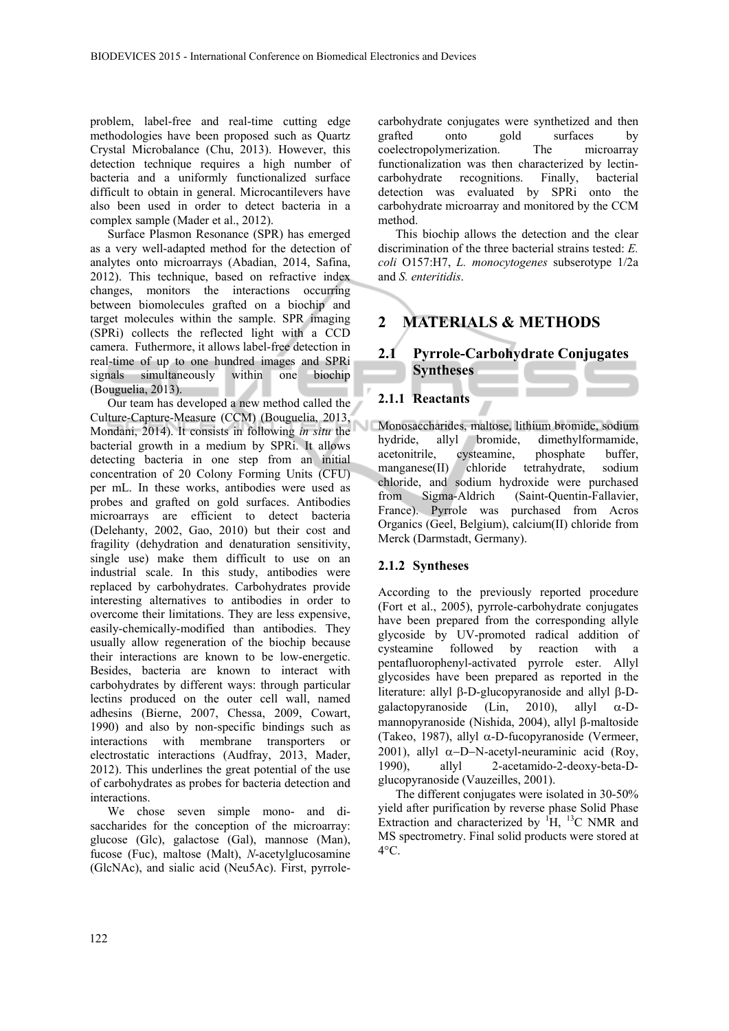problem, label-free and real-time cutting edge methodologies have been proposed such as Quartz Crystal Microbalance (Chu, 2013). However, this detection technique requires a high number of bacteria and a uniformly functionalized surface difficult to obtain in general. Microcantilevers have also been used in order to detect bacteria in a complex sample (Mader et al., 2012).

Surface Plasmon Resonance (SPR) has emerged as a very well-adapted method for the detection of analytes onto microarrays (Abadian, 2014, Safina, 2012). This technique, based on refractive index changes, monitors the interactions occurring between biomolecules grafted on a biochip and target molecules within the sample. SPR imaging (SPRi) collects the reflected light with a CCD camera. Futhermore, it allows label-free detection in real-time of up to one hundred images and SPRi signals simultaneously within one biochip (Bouguelia, 2013).

Our team has developed a new method called the Culture-Capture-Measure (CCM) (Bouguelia, 2013, Mondani, 2014). It consists in following *in situ* the bacterial growth in a medium by SPRi. It allows detecting bacteria in one step from an initial concentration of 20 Colony Forming Units (CFU) per mL. In these works, antibodies were used as probes and grafted on gold surfaces. Antibodies microarrays are efficient to detect bacteria (Delehanty, 2002, Gao, 2010) but their cost and fragility (dehydration and denaturation sensitivity, single use) make them difficult to use on an industrial scale. In this study, antibodies were replaced by carbohydrates. Carbohydrates provide interesting alternatives to antibodies in order to overcome their limitations. They are less expensive, easily-chemically-modified than antibodies. They usually allow regeneration of the biochip because their interactions are known to be low-energetic. Besides, bacteria are known to interact with carbohydrates by different ways: through particular lectins produced on the outer cell wall, named adhesins (Bierne, 2007, Chessa, 2009, Cowart, 1990) and also by non-specific bindings such as interactions with membrane transporters or electrostatic interactions (Audfray, 2013, Mader, 2012). This underlines the great potential of the use of carbohydrates as probes for bacteria detection and interactions.

We chose seven simple mono- and di-saccharides for the conception of the microarray: glucose (Glc), galactose (Gal), mannose (Man), fucose (Fuc), maltose (Malt), *N*-acetylglucosamine (GlcNAc), and sialic acid (Neu5Ac). First, pyrrole-carbohydrate conjugates were synthetized and then grafted onto gold surfaces by coelectropolymerization. The microarray functionalization was then characterized by lectin-carbohydrate recognitions. Finally, bacterial detection was evaluated by SPRi onto the carbohydrate microarray and monitored by the CCM method.

This biochip allows the detection and the clear discrimination of the three bacterial strains tested: *E. coli* O157:H7, *L. monocytogenes* subserotype 1/2a and *S. enteritidis*.

## 2 MATERIALS & METHODS

### 2.1 Pyrrole-Carbohydrate Conjugates Syntheses

#### 2.1.1 Reactants

Monosaccharides, maltose, lithium bromide, sodium hydride, allyl bromide, dimethylformamide, acetonitrile, cysteamine, phosphate buffer, manganese(II) chloride tetrahydrate, sodium chloride, and sodium hydroxide were purchased from Sigma-Aldrich (Saint-Quentin-Fallavier, France). Pyrrole was purchased from Acros Organics (Geel, Belgium), calcium(II) chloride from Merck (Darmstadt, Germany).

#### 2.1.2 Syntheses

According to the previously reported procedure (Fort et al., 2005), pyrrole-carbohydrate conjugates have been prepared from the corresponding allyle glycoside by UV-promoted radical addition of cysteamine followed by reaction with a pentafluorophenyl-activated pyrrole ester. Allyl glycosides have been prepared as reported in the literature: allyl β-D-glucopyranoside and allyl β-D-galactopyranoside (Lin, 2010), allyl α-D-mannopyranoside (Nishida, 2004), allyl β-maltoside (Takeo, 1987), allyl α-D-fucopyranoside (Vermeer, 2001), allyl α–D–N-acetyl-neuraminic acid (Roy, 1990), allyl 2-acetamido-2-deoxy-beta-D-glucopyranoside (Vauzeilles, 2001).

The different conjugates were isolated in 30-50% yield after purification by reverse phase Solid Phase Extraction and characterized by $^{1}H$, $^{13}C$ NMR and MS spectrometry. Final solid products were stored at 4°C.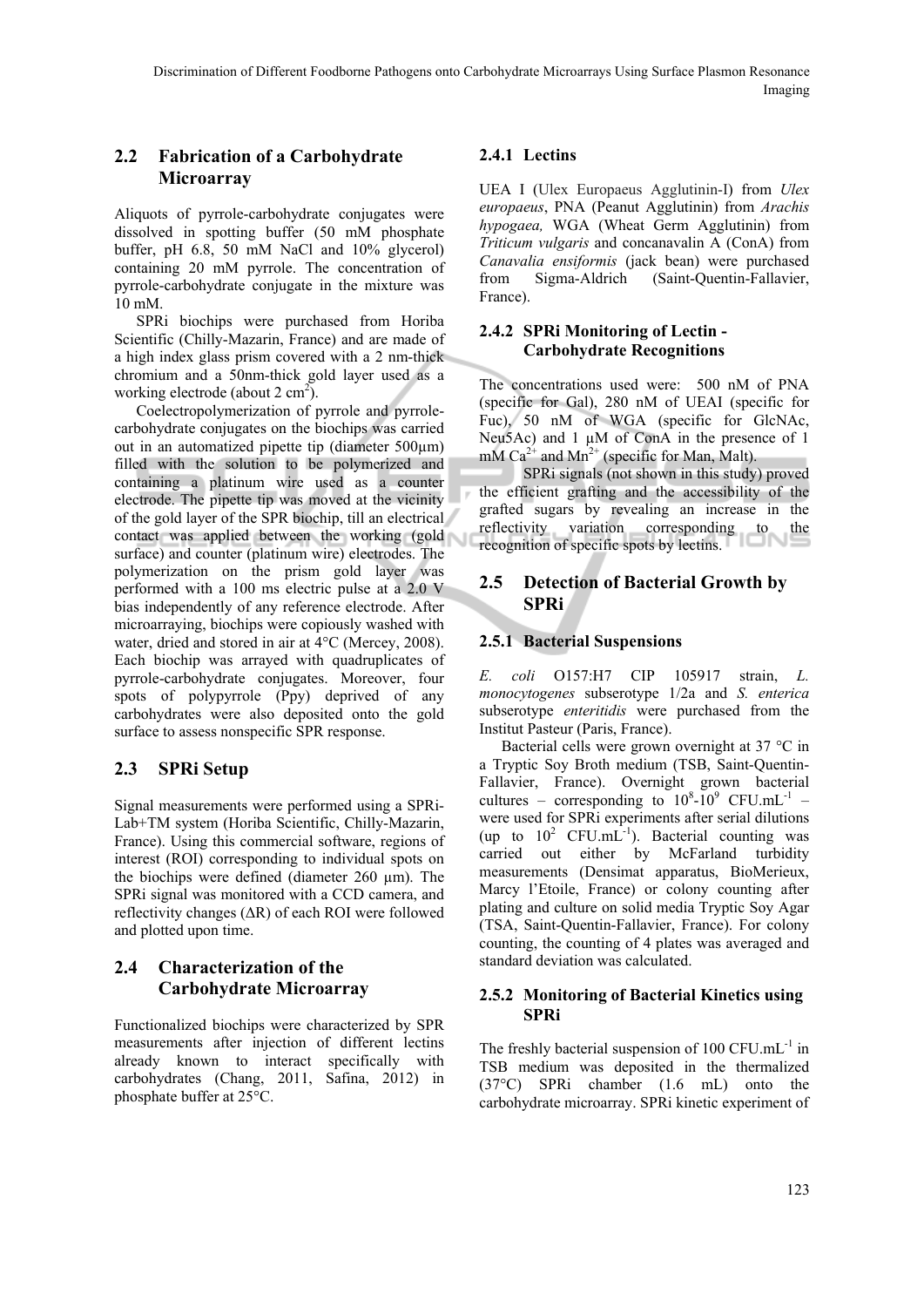## 2.2 Fabrication of a Carbohydrate Microarray

Aliquots of pyrrole-carbohydrate conjugates were dissolved in spotting buffer (50 mM phosphate buffer, pH 6.8, 50 mM NaCl and 10% glycerol) containing 20 mM pyrrole. The concentration of pyrrole-carbohydrate conjugate in the mixture was 10 mM.

SPRi biochips were purchased from Horiba Scientific (Chilly-Mazarin, France) and are made of a high index glass prism covered with a 2 nm-thick chromium and a 50nm-thick gold layer used as a working electrode (about 2 $cm^2$).

Coelectropolymerization of pyrrole and pyrrole-carbohydrate conjugates on the biochips was carried out in an automatized pipette tip (diameter 500µm) filled with the solution to be polymerized and containing a platinum wire used as a counter electrode. The pipette tip was moved at the vicinity of the gold layer of the SPR biochip, till an electrical contact was applied between the working (gold surface) and counter (platinum wire) electrodes. The polymerization on the prism gold layer was performed with a 100 ms electric pulse at a 2.0 V bias independently of any reference electrode. After microarraying, biochips were copiously washed with water, dried and stored in air at 4°C (Mercey, 2008). Each biochip was arrayed with quadruplicates of pyrrole-carbohydrate conjugates. Moreover, four spots of polypyrrole (Ppy) deprived of any carbohydrates were also deposited onto the gold surface to assess nonspecific SPR response.

## 2.3 SPRi Setup

Signal measurements were performed using a SPRi-Lab+TM system (Horiba Scientific, Chilly-Mazarin, France). Using this commercial software, regions of interest (ROI) corresponding to individual spots on the biochips were defined (diameter 260 µm). The SPRi signal was monitored with a CCD camera, and reflectivity changes (ΔR) of each ROI were followed and plotted upon time.

## 2.4 Characterization of the Carbohydrate Microarray

Functionalized biochips were characterized by SPR measurements after injection of different lectins already known to interact specifically with carbohydrates (Chang, 2011, Safina, 2012) in phosphate buffer at 25°C.

### 2.4.1 Lectins

UEA I (Ulex Europaeus Agglutinin-I) from *Ulex europaeus*, PNA (Peanut Agglutinin) from *Arachis hypogaea,* WGA (Wheat Germ Agglutinin) from *Triticum vulgaris* and concanavalin A (ConA) from *Canavalia ensiformis* (jack bean) were purchased from Sigma-Aldrich (Saint-Quentin-Fallavier, France).

### 2.4.2 SPRi Monitoring of Lectin - Carbohydrate Recognitions

The concentrations used were: 500 nM of PNA (specific for Gal), 280 nM of UEAI (specific for Fuc), 50 nM of WGA (specific for GlcNAc, Neu5Ac) and 1 µM of ConA in the presence of 1 mM $Ca^{2+}$ and $Mn^{2+}$ (specific for Man, Malt).

SPRi signals (not shown in this study) proved the efficient grafting and the accessibility of the grafted sugars by revealing an increase in the reflectivity variation corresponding to the recognition of specific spots by lectins.

## 2.5 Detection of Bacterial Growth by SPRi

### 2.5.1 Bacterial Suspensions

*E. coli* O157:H7 CIP 105917 strain, *L. monocytogenes* subserotype 1/2a and *S. enterica* subserotype *enteritidis* were purchased from the Institut Pasteur (Paris, France).

Bacterial cells were grown overnight at 37 °C in a Tryptic Soy Broth medium (TSB, Saint-Quentin-Fallavier, France). Overnight grown bacterial cultures – corresponding to $10^8$-$10^9$ CFU.mL$^{-1}$ – were used for SPRi experiments after serial dilutions (up to $10^2$ CFU.mL$^{-1}$). Bacterial counting was carried out either by McFarland turbidity measurements (Densimat apparatus, BioMerieux, Marcy l'Etoile, France) or colony counting after plating and culture on solid media Tryptic Soy Agar (TSA, Saint-Quentin-Fallavier, France). For colony counting, the counting of 4 plates was averaged and standard deviation was calculated.

### 2.5.2 Monitoring of Bacterial Kinetics using SPRi

The freshly bacterial suspension of 100 CFU.mL$^{-1}$ in TSB medium was deposited in the thermalized (37°C) SPRi chamber (1.6 mL) onto the carbohydrate microarray. SPRi kinetic experiment of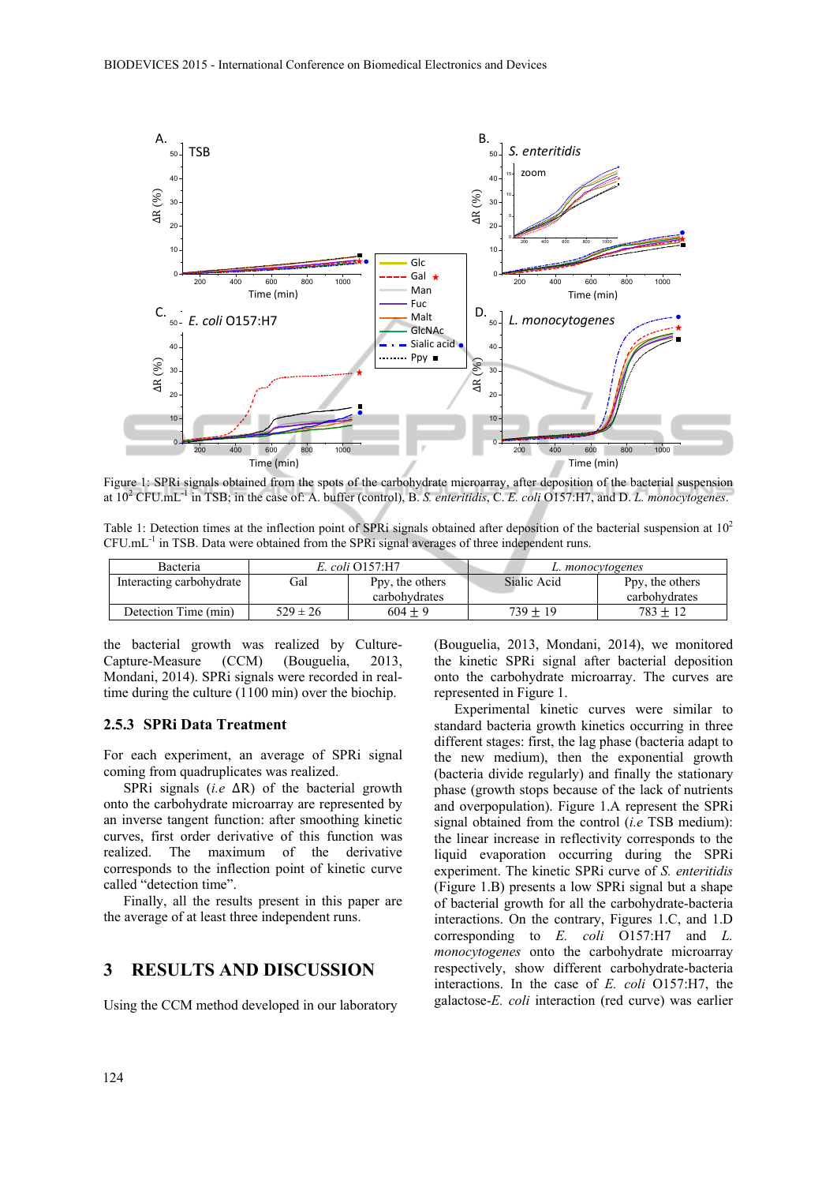Figure 1: SPRi signals obtained from the spots of the carbohydrate microarray, after deposition of the bacterial suspension at $10^2$ CFU.mL$^{-1}$ in TSB; in the case of: A. buffer (control), B. *S. enteritidis*, C. *E. coli* O157:H7, and D. *L. monocytogenes*.

Table 1: Detection times at the inflection point of SPRi signals obtained after deposition of the bacterial suspension at $10^2$ CFU.mL$^{-1}$ in TSB. Data were obtained from the SPRi signal averages of three independent runs.

| Bacteria | *E. coli* O157:H7 | | *L. monocytogenes* | |
|---|---|---|---|---|
| Interacting carbohydrate | Gal | Ppy, the others carbohydrates | Sialic Acid | Ppy, the others carbohydrates |
| Detection Time (min) | 529 ± 26 | 604 ± 9 | 739 ± 19 | 783 ± 12 |

the bacterial growth was realized by Culture-Capture-Measure (CCM) (Bouguelia, 2013, Mondani, 2014). SPRi signals were recorded in real-time during the culture (1100 min) over the biochip.

### 2.5.3 SPRi Data Treatment

For each experiment, an average of SPRi signal coming from quadruplicates was realized.

SPRi signals (*i.e* ΔR) of the bacterial growth onto the carbohydrate microarray are represented by an inverse tangent function: after smoothing kinetic curves, first order derivative of this function was realized. The maximum of the derivative corresponds to the inflection point of kinetic curve called "detection time".

Finally, all the results present in this paper are the average of at least three independent runs.

## 3 RESULTS AND DISCUSSION

Using the CCM method developed in our laboratory (Bouguelia, 2013, Mondani, 2014), we monitored the kinetic SPRi signal after bacterial deposition onto the carbohydrate microarray. The curves are represented in Figure 1.

Experimental kinetic curves were similar to standard bacteria growth kinetics occurring in three different stages: first, the lag phase (bacteria adapt to the new medium), then the exponential growth (bacteria divide regularly) and finally the stationary phase (growth stops because of the lack of nutrients and overpopulation). Figure 1.A represent the SPRi signal obtained from the control (*i.e* TSB medium): the linear increase in reflectivity corresponds to the liquid evaporation occurring during the SPRi experiment. The kinetic SPRi curve of *S. enteritidis* (Figure 1.B) presents a low SPRi signal but a shape of bacterial growth for all the carbohydrate-bacteria interactions. On the contrary, Figures 1.C, and 1.D corresponding to *E. coli* O157:H7 and *L. monocytogenes* onto the carbohydrate microarray respectively, show different carbohydrate-bacteria interactions. In the case of *E. coli* O157:H7, the galactose-*E. coli* interaction (red curve) was earlier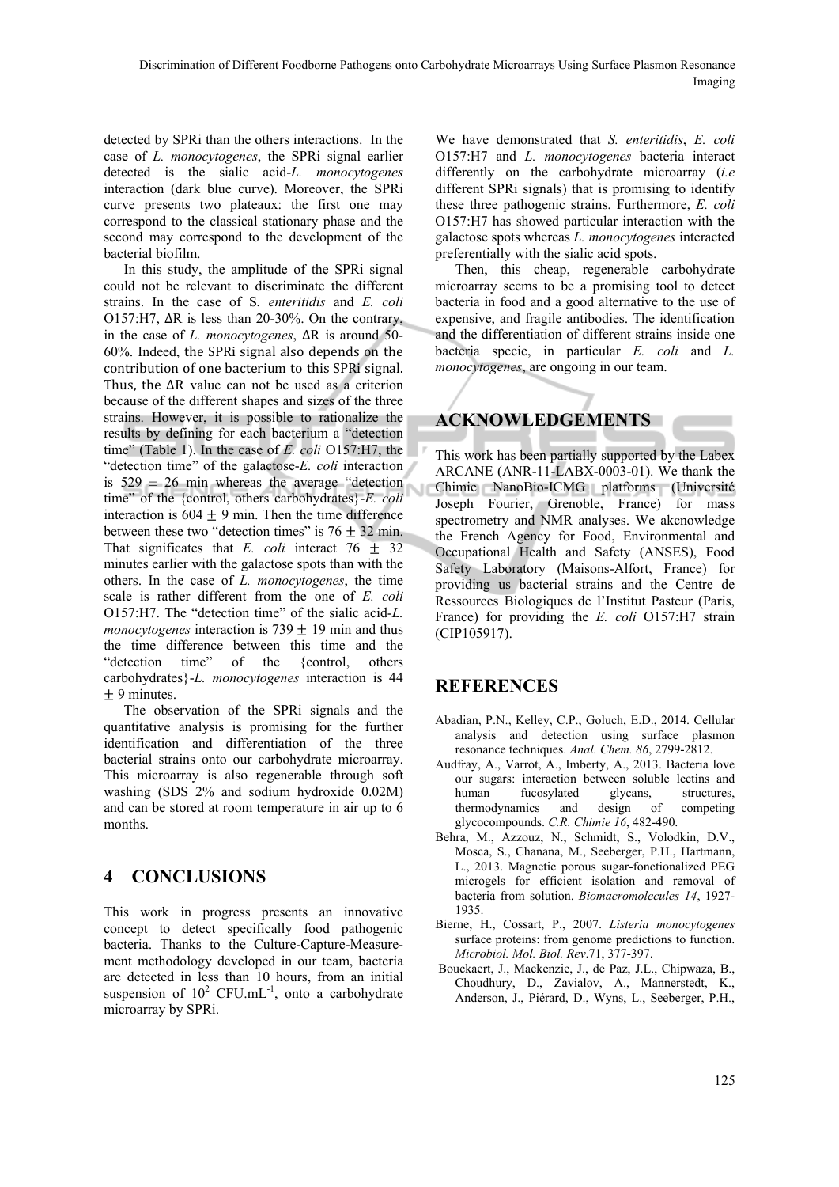detected by SPRi than the others interactions. In the case of *L. monocytogenes*, the SPRi signal earlier detected is the sialic acid-*L. monocytogenes* interaction (dark blue curve). Moreover, the SPRi curve presents two plateaux: the first one may correspond to the classical stationary phase and the second may correspond to the development of the bacterial biofilm.

In this study, the amplitude of the SPRi signal could not be relevant to discriminate the different strains. In the case of S*. enteritidis* and *E. coli* O157:H7, ΔR is less than 20-30%. On the contrary, in the case of *L. monocytogenes*, ΔR is around 50-60%. Indeed, the SPRi signal also depends on the contribution of one bacterium to this SPRi signal. Thus, the ΔR value can not be used as a criterion because of the different shapes and sizes of the three strains. However, it is possible to rationalize the results by defining for each bacterium a "detection time" (Table 1). In the case of *E. coli* O157:H7, the "detection time" of the galactose-*E. coli* interaction is $529 \pm 26$ min whereas the average "detection time" of the {control, others carbohydrates}-*E. coli* interaction is $604 \pm 9$ min. Then the time difference between these two "detection times" is $76 \pm 32$ min. That significates that *E. coli* interact $76 \pm 32$ minutes earlier with the galactose spots than with the others. In the case of *L. monocytogenes*, the time scale is rather different from the one of *E. coli* O157:H7. The "detection time" of the sialic acid-*L. monocytogenes* interaction is $739 \pm 19$ min and thus the time difference between this time and the "detection time" of the {control, others carbohydrates}-*L. monocytogenes* interaction is $44 \pm 9$ minutes.

The observation of the SPRi signals and the quantitative analysis is promising for the further identification and differentiation of the three bacterial strains onto our carbohydrate microarray. This microarray is also regenerable through soft washing (SDS 2% and sodium hydroxide 0.02M) and can be stored at room temperature in air up to 6 months.

## 4 CONCLUSIONS

This work in progress presents an innovative concept to detect specifically food pathogenic bacteria. Thanks to the Culture-Capture-Measurement methodology developed in our team, bacteria are detected in less than 10 hours, from an initial suspension of $10^2$ CFU.mL$^{-1}$, onto a carbohydrate microarray by SPRi.

We have demonstrated that *S. enteritidis*, *E. coli* O157:H7 and *L. monocytogenes* bacteria interact differently on the carbohydrate microarray (*i.e* different SPRi signals) that is promising to identify these three pathogenic strains. Furthermore, *E. coli* O157:H7 has showed particular interaction with the galactose spots whereas *L. monocytogenes* interacted preferentially with the sialic acid spots.

Then, this cheap, regenerable carbohydrate microarray seems to be a promising tool to detect bacteria in food and a good alternative to the use of expensive, and fragile antibodies. The identification and the differentiation of different strains inside one bacteria specie, in particular *E. coli* and *L. monocytogenes*, are ongoing in our team.

## ACKNOWLEDGEMENTS

This work has been partially supported by the Labex ARCANE (ANR-11-LABX-0003-01). We thank the Chimie NanoBio-ICMG platforms (Université Joseph Fourier, Grenoble, France) for mass spectrometry and NMR analyses. We akcnowledge the French Agency for Food, Environmental and Occupational Health and Safety (ANSES), Food Safety Laboratory (Maisons-Alfort, France) for providing us bacterial strains and the Centre de Ressources Biologiques de l'Institut Pasteur (Paris, France) for providing the *E. coli* O157:H7 strain (CIP105917).

## REFERENCES

Abadian, P.N., Kelley, C.P., Goluch, E.D., 2014. Cellular analysis and detection using surface plasmon resonance techniques. *Anal. Chem. 86*, 2799-2812.

Audfray, A., Varrot, A., Imberty, A., 2013. Bacteria love our sugars: interaction between soluble lectins and human fucosylated glycans, structures, thermodynamics and design of competing glycocompounds. *C.R. Chimie 16*, 482-490.

Behra, M., Azzouz, N., Schmidt, S., Volodkin, D.V., Mosca, S., Chanana, M., Seeberger, P.H., Hartmann, L., 2013. Magnetic porous sugar-fonctionalized PEG microgels for efficient isolation and removal of bacteria from solution. *Biomacromolecules 14*, 1927-1935.

Bierne, H., Cossart, P., 2007. *Listeria monocytogenes* surface proteins: from genome predictions to function. *Microbiol. Mol. Biol. Rev*.71, 377-397.

Bouckaert, J., Mackenzie, J., de Paz, J.L., Chipwaza, B., Choudhury, D., Zavialov, A., Mannerstedt, K., Anderson, J., Piérard, D., Wyns, L., Seeberger, P.H.,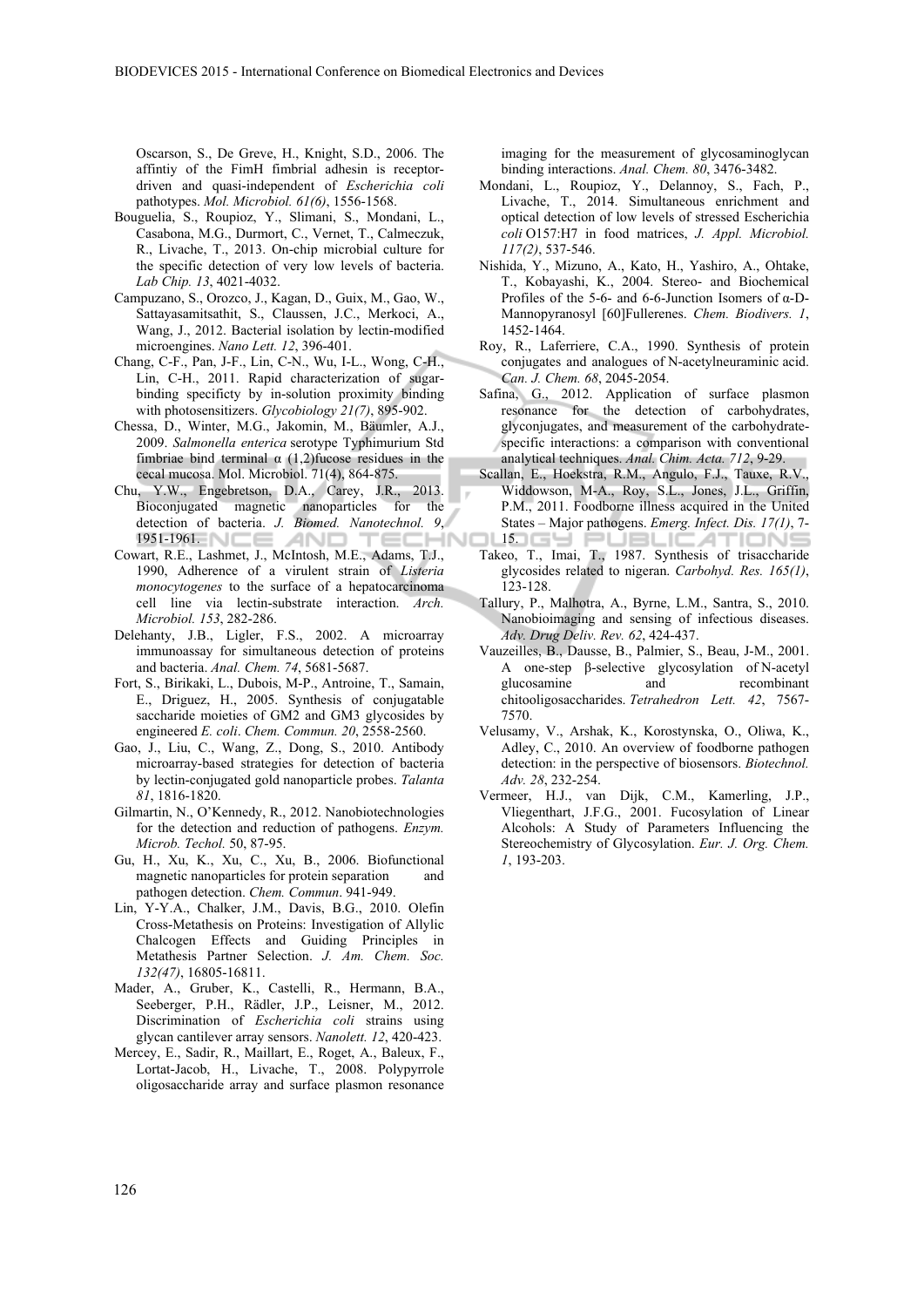Oscarson, S., De Greve, H., Knight, S.D., 2006. The affintiy of the FimH fimbrial adhesin is receptor-driven and quasi-independent of *Escherichia coli* pathotypes. *Mol. Microbiol. 61(6)*, 1556-1568.

Bouguelia, S., Roupioz, Y., Slimani, S., Mondani, L., Casabona, M.G., Durmort, C., Vernet, T., Calmeczuk, R., Livache, T., 2013. On-chip microbial culture for the specific detection of very low levels of bacteria. *Lab Chip. 13*, 4021-4032.

Campuzano, S., Orozco, J., Kagan, D., Guix, M., Gao, W., Sattayasamitsathit, S., Claussen, J.C., Merkoci, A., Wang, J., 2012. Bacterial isolation by lectin-modified microengines. *Nano Lett. 12*, 396-401.

Chang, C-F., Pan, J-F., Lin, C-N., Wu, I-L., Wong, C-H., Lin, C-H., 2011. Rapid characterization of sugar-binding specificty by in-solution proximity binding with photosensitizers. *Glycobiology 21(7)*, 895-902.

Chessa, D., Winter, M.G., Jakomin, M., Bäumler, A.J., 2009. *Salmonella enterica* serotype Typhimurium Std fimbriae bind terminal α (1,2)fucose residues in the cecal mucosa. Mol. Microbiol. 71(4), 864-875.

Chu, Y.W., Engebretson, D.A., Carey, J.R., 2013. Bioconjugated magnetic nanoparticles for the detection of bacteria. *J. Biomed. Nanotechnol. 9*, 1951-1961.

Cowart, R.E., Lashmet, J., McIntosh, M.E., Adams, T.J., 1990, Adherence of a virulent strain of *Listeria monocytogenes* to the surface of a hepatocarcinoma cell line via lectin-substrate interaction. *Arch. Microbiol. 153*, 282-286.

Delehanty, J.B., Ligler, F.S., 2002. A microarray immunoassay for simultaneous detection of proteins and bacteria. *Anal. Chem. 74*, 5681-5687.

Fort, S., Birikaki, L., Dubois, M-P., Antroine, T., Samain, E., Driguez, H., 2005. Synthesis of conjugatable saccharide moieties of GM2 and GM3 glycosides by engineered *E. coli*. *Chem. Commun. 20*, 2558-2560.

Gao, J., Liu, C., Wang, Z., Dong, S., 2010. Antibody microarray-based strategies for detection of bacteria by lectin-conjugated gold nanoparticle probes. *Talanta 81*, 1816-1820.

Gilmartin, N., O'Kennedy, R., 2012. Nanobiotechnologies for the detection and reduction of pathogens. *Enzym. Microb. Techol.* 50, 87-95.

Gu, H., Xu, K., Xu, C., Xu, B., 2006. Biofunctional magnetic nanoparticles for protein separation and pathogen detection. *Chem. Commun*. 941-949.

Lin, Y-Y.A., Chalker, J.M., Davis, B.G., 2010. Olefin Cross-Metathesis on Proteins: Investigation of Allylic Chalcogen Effects and Guiding Principles in Metathesis Partner Selection. *J. Am. Chem. Soc. 132(47)*, 16805-16811.

Mader, A., Gruber, K., Castelli, R., Hermann, B.A., Seeberger, P.H., Rädler, J.P., Leisner, M., 2012. Discrimination of *Escherichia coli* strains using glycan cantilever array sensors. *Nanolett. 12*, 420-423.

Mercey, E., Sadir, R., Maillart, E., Roget, A., Baleux, F., Lortat-Jacob, H., Livache, T., 2008. Polypyrrole oligosaccharide array and surface plasmon resonance imaging for the measurement of glycosaminoglycan binding interactions. *Anal. Chem. 80*, 3476-3482.

Mondani, L., Roupioz, Y., Delannoy, S., Fach, P., Livache, T., 2014. Simultaneous enrichment and optical detection of low levels of stressed Escherichia *coli* O157:H7 in food matrices, *J. Appl. Microbiol. 117(2)*, 537-546.

Nishida, Y., Mizuno, A., Kato, H., Yashiro, A., Ohtake, T., Kobayashi, K., 2004. Stereo- and Biochemical Profiles of the 5-6- and 6-6-Junction Isomers of α-D-Mannopyranosyl [60]Fullerenes. *Chem. Biodivers. 1*, 1452-1464.

Roy, R., Laferriere, C.A., 1990. Synthesis of protein conjugates and analogues of N-acetylneuraminic acid. *Can. J. Chem. 68*, 2045-2054.

Safina, G., 2012. Application of surface plasmon resonance for the detection of carbohydrates, glyconjugates, and measurement of the carbohydrate-specific interactions: a comparison with conventional analytical techniques. *Anal. Chim. Acta. 712*, 9-29.

Scallan, E., Hoekstra, R.M., Angulo, F.J., Tauxe, R.V., Widdowson, M-A., Roy, S.L., Jones, J.L., Griffin, P.M., 2011. Foodborne illness acquired in the United States – Major pathogens. *Emerg. Infect. Dis. 17(1)*, 7-15.

Takeo, T., Imai, T., 1987. Synthesis of trisaccharide glycosides related to nigeran. *Carbohyd. Res. 165(1)*, 123-128.

Tallury, P., Malhotra, A., Byrne, L.M., Santra, S., 2010. Nanobioimaging and sensing of infectious diseases. *Adv. Drug Deliv. Rev. 62*, 424-437.

Vauzeilles, B., Dausse, B., Palmier, S., Beau, J-M., 2001. A one-step β-selective glycosylation of N-acetyl glucosamine and recombinant chitooligosaccharides. *Tetrahedron Lett. 42*, 7567-7570.

Velusamy, V., Arshak, K., Korostynska, O., Oliwa, K., Adley, C., 2010. An overview of foodborne pathogen detection: in the perspective of biosensors. *Biotechnol. Adv. 28*, 232-254.

Vermeer, H.J., van Dijk, C.M., Kamerling, J.P., Vliegenthart, J.F.G., 2001. Fucosylation of Linear Alcohols: A Study of Parameters Influencing the Stereochemistry of Glycosylation. *Eur. J. Org. Chem. 1*, 193-203.